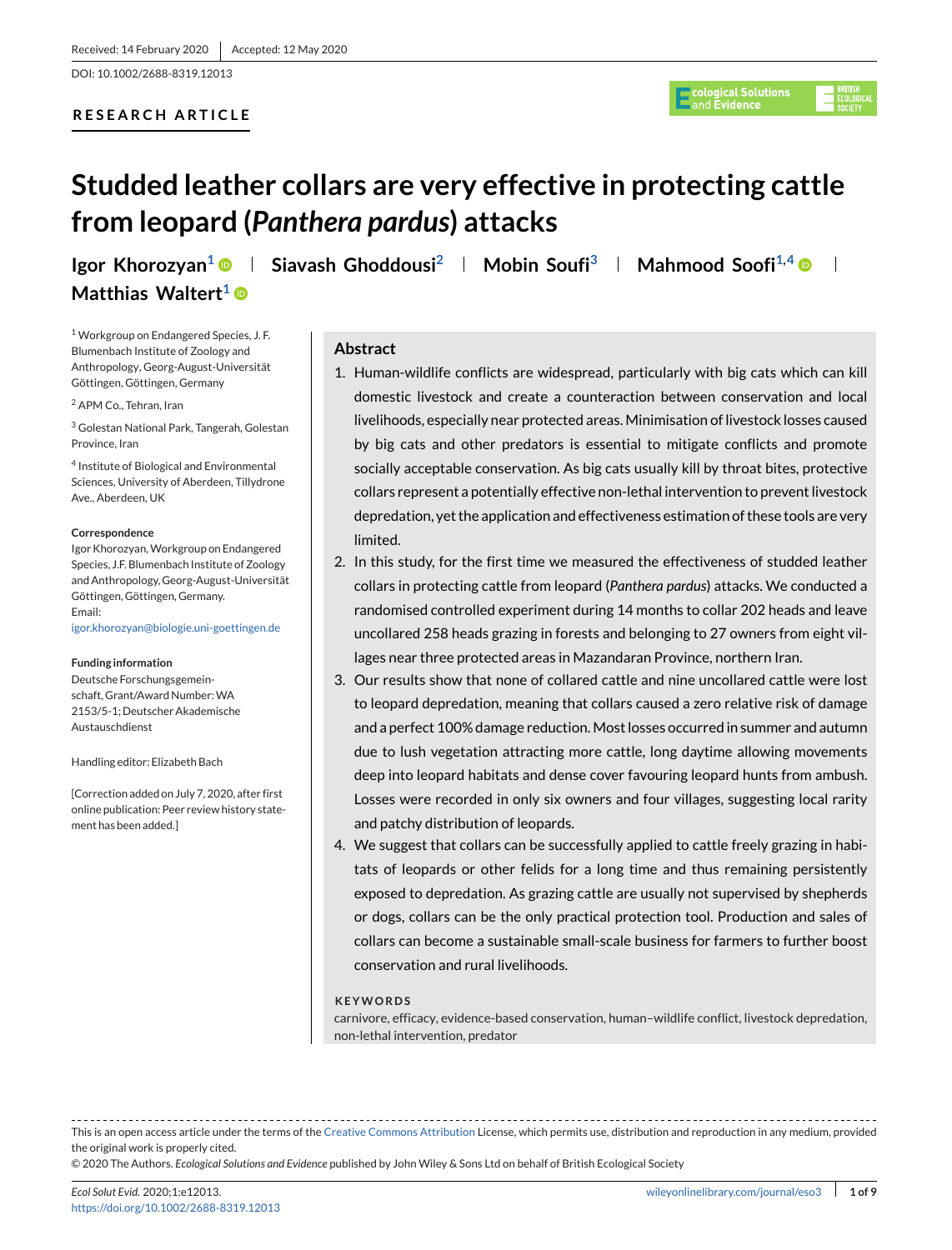Received: 14 February 2020 | Accepted: 12 May 2020

DOI: 10.1002/2688-8319.12013

**RESEARCH ARTICLE**

# Studded leather collars are very effective in protecting cattle from leopard (*Panthera pardus*) attacks

**Igor Khorozyan**[1] | **Siavash Ghoddousi**[2] | **Mobin Soufi**[3] | **Mahmood Soofi**[1,4] | **Matthias Waltert**[1]

[1] Workgroup on Endangered Species, J. F. Blumenbach Institute of Zoology and Anthropology, Georg-August-Universität Göttingen, Göttingen, Germany

[2] APM Co., Tehran, Iran

[3] Golestan National Park, Tangerah, Golestan Province, Iran

[4] Institute of Biological and Environmental Sciences, University of Aberdeen, Tillydrone Ave., Aberdeen, UK

**Correspondence**

Igor Khorozyan, Workgroup on Endangered Species, J.F. Blumenbach Institute of Zoology and Anthropology, Georg-August-Universität Göttingen, Göttingen, Germany.

Email: igor.khorozyan@biologie.uni-goettingen.de

**Funding information**

Deutsche Forschungsgemeinschaft, Grant/Award Number: WA 2153/5-1; Deutscher Akademische Austauschdienst

Handling editor: Elizabeth Bach

[Correction added on July 7, 2020, after first online publication: Peer review history statement has been added.]

## Abstract

1. Human-wildlife conflicts are widespread, particularly with big cats which can kill domestic livestock and create a counteraction between conservation and local livelihoods, especially near protected areas. Minimisation of livestock losses caused by big cats and other predators is essential to mitigate conflicts and promote socially acceptable conservation. As big cats usually kill by throat bites, protective collars represent a potentially effective non-lethal intervention to prevent livestock depredation, yet the application and effectiveness estimation of these tools are very limited.
2. In this study, for the first time we measured the effectiveness of studded leather collars in protecting cattle from leopard (*Panthera pardus*) attacks. We conducted a randomised controlled experiment during 14 months to collar 202 heads and leave uncollared 258 heads grazing in forests and belonging to 27 owners from eight villages near three protected areas in Mazandaran Province, northern Iran.
3. Our results show that none of collared cattle and nine uncollared cattle were lost to leopard depredation, meaning that collars caused a zero relative risk of damage and a perfect 100% damage reduction. Most losses occurred in summer and autumn due to lush vegetation attracting more cattle, long daytime allowing movements deep into leopard habitats and dense cover favouring leopard hunts from ambush. Losses were recorded in only six owners and four villages, suggesting local rarity and patchy distribution of leopards.
4. We suggest that collars can be successfully applied to cattle freely grazing in habitats of leopards or other felids for a long time and thus remaining persistently exposed to depredation. As grazing cattle are usually not supervised by shepherds or dogs, collars can be the only practical protection tool. Production and sales of collars can become a sustainable small-scale business for farmers to further boost conservation and rural livelihoods.

**KEYWORDS**

carnivore, efficacy, evidence-based conservation, human–wildlife conflict, livestock depredation, non-lethal intervention, predator

---

This is an open access article under the terms of the Creative Commons Attribution License, which permits use, distribution and reproduction in any medium, provided the original work is properly cited.

© 2020 The Authors. *Ecological Solutions and Evidence* published by John Wiley & Sons Ltd on behalf of British Ecological Society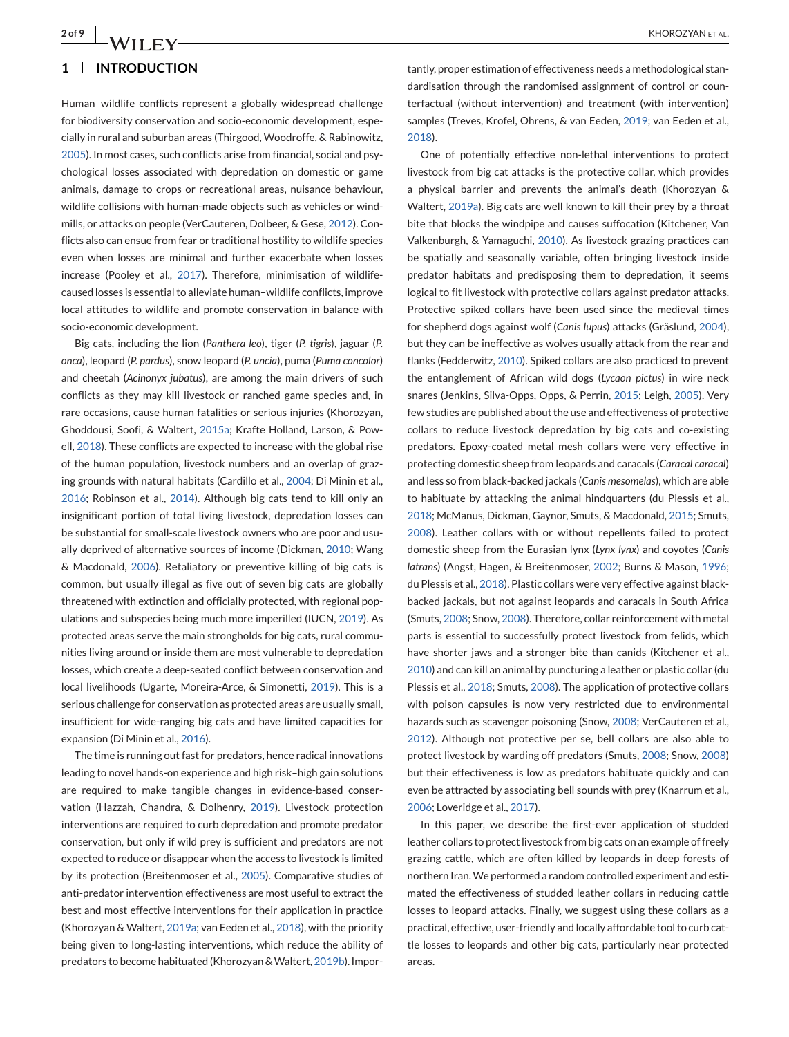## 1 | INTRODUCTION

Human–wildlife conflicts represent a globally widespread challenge for biodiversity conservation and socio-economic development, especially in rural and suburban areas (Thirgood, Woodroffe, & Rabinowitz, 2005). In most cases, such conflicts arise from financial, social and psychological losses associated with depredation on domestic or game animals, damage to crops or recreational areas, nuisance behaviour, wildlife collisions with human-made objects such as vehicles or windmills, or attacks on people (VerCauteren, Dolbeer, & Gese, 2012). Conflicts also can ensue from fear or traditional hostility to wildlife species even when losses are minimal and further exacerbate when losses increase (Pooley et al., 2017). Therefore, minimisation of wildlife-caused losses is essential to alleviate human–wildlife conflicts, improve local attitudes to wildlife and promote conservation in balance with socio-economic development.

Big cats, including the lion (*Panthera leo*), tiger (*P. tigris*), jaguar (*P. onca*), leopard (*P. pardus*), snow leopard (*P. uncia*), puma (*Puma concolor*) and cheetah (*Acinonyx jubatus*), are among the main drivers of such conflicts as they may kill livestock or ranched game species and, in rare occasions, cause human fatalities or serious injuries (Khorozyan, Ghoddousi, Soofi, & Waltert, 2015a; Krafte Holland, Larson, & Powell, 2018). These conflicts are expected to increase with the global rise of the human population, livestock numbers and an overlap of grazing grounds with natural habitats (Cardillo et al., 2004; Di Minin et al., 2016; Robinson et al., 2014). Although big cats tend to kill only an insignificant portion of total living livestock, depredation losses can be substantial for small-scale livestock owners who are poor and usually deprived of alternative sources of income (Dickman, 2010; Wang & Macdonald, 2006). Retaliatory or preventive killing of big cats is common, but usually illegal as five out of seven big cats are globally threatened with extinction and officially protected, with regional populations and subspecies being much more imperilled (IUCN, 2019). As protected areas serve the main strongholds for big cats, rural communities living around or inside them are most vulnerable to depredation losses, which create a deep-seated conflict between conservation and local livelihoods (Ugarte, Moreira-Arce, & Simonetti, 2019). This is a serious challenge for conservation as protected areas are usually small, insufficient for wide-ranging big cats and have limited capacities for expansion (Di Minin et al., 2016).

The time is running out fast for predators, hence radical innovations leading to novel hands-on experience and high risk–high gain solutions are required to make tangible changes in evidence-based conservation (Hazzah, Chandra, & Dolhenry, 2019). Livestock protection interventions are required to curb depredation and promote predator conservation, but only if wild prey is sufficient and predators are not expected to reduce or disappear when the access to livestock is limited by its protection (Breitenmoser et al., 2005). Comparative studies of anti-predator intervention effectiveness are most useful to extract the best and most effective interventions for their application in practice (Khorozyan & Waltert, 2019a; van Eeden et al., 2018), with the priority being given to long-lasting interventions, which reduce the ability of predators to become habituated (Khorozyan & Waltert, 2019b). Importantly, proper estimation of effectiveness needs a methodological standardisation through the randomised assignment of control or counterfactual (without intervention) and treatment (with intervention) samples (Treves, Krofel, Ohrens, & van Eeden, 2019; van Eeden et al., 2018).

One of potentially effective non-lethal interventions to protect livestock from big cat attacks is the protective collar, which provides a physical barrier and prevents the animal's death (Khorozyan & Waltert, 2019a). Big cats are well known to kill their prey by a throat bite that blocks the windpipe and causes suffocation (Kitchener, Van Valkenburgh, & Yamaguchi, 2010). As livestock grazing practices can be spatially and seasonally variable, often bringing livestock inside predator habitats and predisposing them to depredation, it seems logical to fit livestock with protective collars against predator attacks. Protective spiked collars have been used since the medieval times for shepherd dogs against wolf (*Canis lupus*) attacks (Gräslund, 2004), but they can be ineffective as wolves usually attack from the rear and flanks (Fedderwitz, 2010). Spiked collars are also practiced to prevent the entanglement of African wild dogs (*Lycaon pictus*) in wire neck snares (Jenkins, Silva-Opps, Opps, & Perrin, 2015; Leigh, 2005). Very few studies are published about the use and effectiveness of protective collars to reduce livestock depredation by big cats and co-existing predators. Epoxy-coated metal mesh collars were very effective in protecting domestic sheep from leopards and caracals (*Caracal caracal*) and less so from black-backed jackals (*Canis mesomelas*), which are able to habituate by attacking the animal hindquarters (du Plessis et al., 2018; McManus, Dickman, Gaynor, Smuts, & Macdonald, 2015; Smuts, 2008). Leather collars with or without repellents failed to protect domestic sheep from the Eurasian lynx (*Lynx lynx*) and coyotes (*Canis latrans*) (Angst, Hagen, & Breitenmoser, 2002; Burns & Mason, 1996; du Plessis et al., 2018). Plastic collars were very effective against black-backed jackals, but not against leopards and caracals in South Africa (Smuts, 2008; Snow, 2008). Therefore, collar reinforcement with metal parts is essential to successfully protect livestock from felids, which have shorter jaws and a stronger bite than canids (Kitchener et al., 2010) and can kill an animal by puncturing a leather or plastic collar (du Plessis et al., 2018; Smuts, 2008). The application of protective collars with poison capsules is now very restricted due to environmental hazards such as scavenger poisoning (Snow, 2008; VerCauteren et al., 2012). Although not protective per se, bell collars are also able to protect livestock by warding off predators (Smuts, 2008; Snow, 2008) but their effectiveness is low as predators habituate quickly and can even be attracted by associating bell sounds with prey (Knarrum et al., 2006; Loveridge et al., 2017).

In this paper, we describe the first-ever application of studded leather collars to protect livestock from big cats on an example of freely grazing cattle, which are often killed by leopards in deep forests of northern Iran. We performed a random controlled experiment and estimated the effectiveness of studded leather collars in reducing cattle losses to leopard attacks. Finally, we suggest using these collars as a practical, effective, user-friendly and locally affordable tool to curb cattle losses to leopards and other big cats, particularly near protected areas.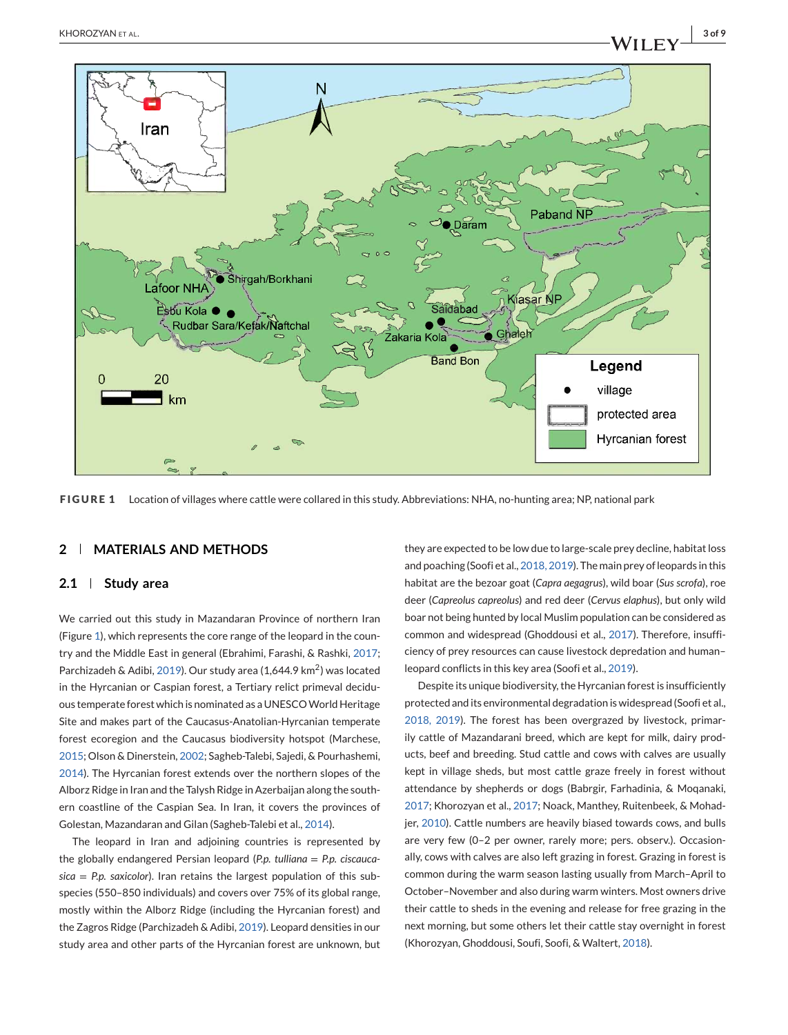FIGURE 1 Location of villages where cattle were collared in this study. Abbreviations: NHA, no-hunting area; NP, national park

## 2 | MATERIALS AND METHODS

### 2.1 | Study area

We carried out this study in Mazandaran Province of northern Iran (Figure 1), which represents the core range of the leopard in the country and the Middle East in general (Ebrahimi, Farashi, & Rashki, 2017; Parchizadeh & Adibi, 2019). Our study area (1,644.9 km$^2$) was located in the Hyrcanian or Caspian forest, a Tertiary relict primeval deciduous temperate forest which is nominated as a UNESCO World Heritage Site and makes part of the Caucasus-Anatolian-Hyrcanian temperate forest ecoregion and the Caucasus biodiversity hotspot (Marchese, 2015; Olson & Dinerstein, 2002; Sagheb-Talebi, Sajedi, & Pourhashemi, 2014). The Hyrcanian forest extends over the northern slopes of the Alborz Ridge in Iran and the Talysh Ridge in Azerbaijan along the southern coastline of the Caspian Sea. In Iran, it covers the provinces of Golestan, Mazandaran and Gilan (Sagheb-Talebi et al., 2014).

The leopard in Iran and adjoining countries is represented by the globally endangered Persian leopard (*P.p. tulliana* = *P.p. ciscaucasica* = *P.p. saxicolor*). Iran retains the largest population of this subspecies (550–850 individuals) and covers over 75% of its global range, mostly within the Alborz Ridge (including the Hyrcanian forest) and the Zagros Ridge (Parchizadeh & Adibi, 2019). Leopard densities in our study area and other parts of the Hyrcanian forest are unknown, but they are expected to be low due to large-scale prey decline, habitat loss and poaching (Soofi et al., 2018, 2019). The main prey of leopards in this habitat are the bezoar goat (*Capra aegagrus*), wild boar (*Sus scrofa*), roe deer (*Capreolus capreolus*) and red deer (*Cervus elaphus*), but only wild boar not being hunted by local Muslim population can be considered as common and widespread (Ghoddousi et al., 2017). Therefore, insufficiency of prey resources can cause livestock depredation and human–leopard conflicts in this key area (Soofi et al., 2019).

Despite its unique biodiversity, the Hyrcanian forest is insufficiently protected and its environmental degradation is widespread (Soofi et al., 2018, 2019). The forest has been overgrazed by livestock, primarily cattle of Mazandarani breed, which are kept for milk, dairy products, beef and breeding. Stud cattle and cows with calves are usually kept in village sheds, but most cattle graze freely in forest without attendance by shepherds or dogs (Babrgir, Farhadinia, & Moqanaki, 2017; Khorozyan et al., 2017; Noack, Manthey, Ruitenbeek, & Mohadjer, 2010). Cattle numbers are heavily biased towards cows, and bulls are very few (0–2 per owner, rarely more; pers. observ.). Occasionally, cows with calves are also left grazing in forest. Grazing in forest is common during the warm season lasting usually from March–April to October–November and also during warm winters. Most owners drive their cattle to sheds in the evening and release for free grazing in the next morning, but some others let their cattle stay overnight in forest (Khorozyan, Ghoddousi, Soufi, Soofi, & Waltert, 2018).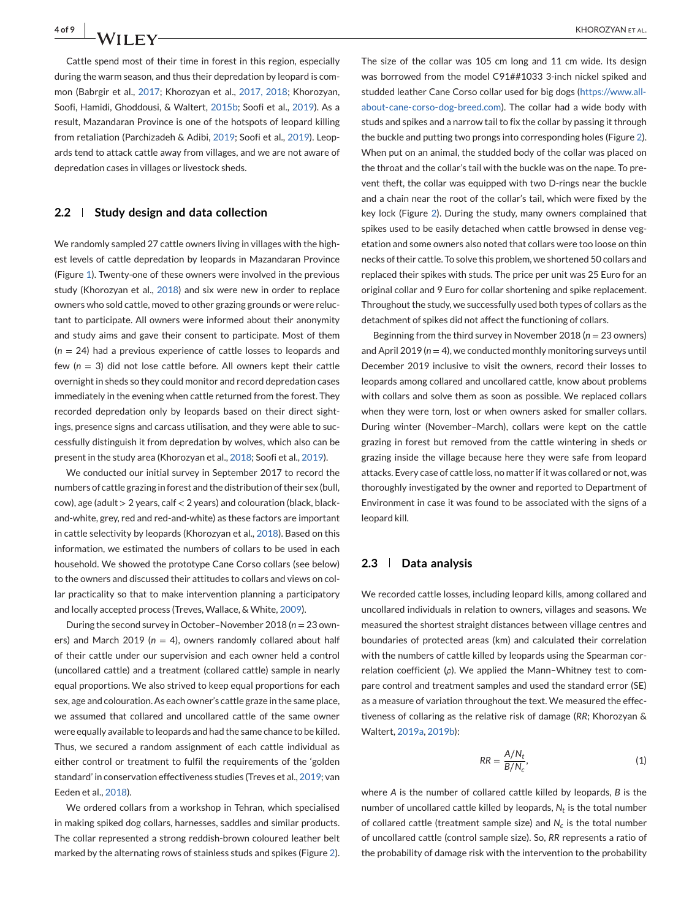Cattle spend most of their time in forest in this region, especially during the warm season, and thus their depredation by leopard is common (Babrgir et al., 2017; Khorozyan et al., 2017, 2018; Khorozyan, Soofi, Hamidi, Ghoddousi, & Waltert, 2015b; Soofi et al., 2019). As a result, Mazandaran Province is one of the hotspots of leopard killing from retaliation (Parchizadeh & Adibi, 2019; Soofi et al., 2019). Leopards tend to attack cattle away from villages, and we are not aware of depredation cases in villages or livestock sheds.

## 2.2 | Study design and data collection

We randomly sampled 27 cattle owners living in villages with the highest levels of cattle depredation by leopards in Mazandaran Province (Figure 1). Twenty-one of these owners were involved in the previous study (Khorozyan et al., 2018) and six were new in order to replace owners who sold cattle, moved to other grazing grounds or were reluctant to participate. All owners were informed about their anonymity and study aims and gave their consent to participate. Most of them ($n$ = 24) had a previous experience of cattle losses to leopards and few ($n$ = 3) did not lose cattle before. All owners kept their cattle overnight in sheds so they could monitor and record depredation cases immediately in the evening when cattle returned from the forest. They recorded depredation only by leopards based on their direct sightings, presence signs and carcass utilisation, and they were able to successfully distinguish it from depredation by wolves, which also can be present in the study area (Khorozyan et al., 2018; Soofi et al., 2019).

We conducted our initial survey in September 2017 to record the numbers of cattle grazing in forest and the distribution of their sex (bull, cow), age (adult > 2 years, calf < 2 years) and colouration (black, black-and-white, grey, red and red-and-white) as these factors are important in cattle selectivity by leopards (Khorozyan et al., 2018). Based on this information, we estimated the numbers of collars to be used in each household. We showed the prototype Cane Corso collars (see below) to the owners and discussed their attitudes to collars and views on collar practicality so that to make intervention planning a participatory and locally accepted process (Treves, Wallace, & White, 2009).

During the second survey in October–November 2018 ($n$ = 23 owners) and March 2019 ($n$ = 4), owners randomly collared about half of their cattle under our supervision and each owner held a control (uncollared cattle) and a treatment (collared cattle) sample in nearly equal proportions. We also strived to keep equal proportions for each sex, age and colouration. As each owner's cattle graze in the same place, we assumed that collared and uncollared cattle of the same owner were equally available to leopards and had the same chance to be killed. Thus, we secured a random assignment of each cattle individual as either control or treatment to fulfil the requirements of the 'golden standard' in conservation effectiveness studies (Treves et al., 2019; van Eeden et al., 2018).

We ordered collars from a workshop in Tehran, which specialised in making spiked dog collars, harnesses, saddles and similar products. The collar represented a strong reddish-brown coloured leather belt marked by the alternating rows of stainless studs and spikes (Figure 2). The size of the collar was 105 cm long and 11 cm wide. Its design was borrowed from the model C91##1033 3-inch nickel spiked and studded leather Cane Corso collar used for big dogs (https://www.all-about-cane-corso-dog-breed.com). The collar had a wide body with studs and spikes and a narrow tail to fix the collar by passing it through the buckle and putting two prongs into corresponding holes (Figure 2). When put on an animal, the studded body of the collar was placed on the throat and the collar's tail with the buckle was on the nape. To prevent theft, the collar was equipped with two D-rings near the buckle and a chain near the root of the collar's tail, which were fixed by the key lock (Figure 2). During the study, many owners complained that spikes used to be easily detached when cattle browsed in dense vegetation and some owners also noted that collars were too loose on thin necks of their cattle. To solve this problem, we shortened 50 collars and replaced their spikes with studs. The price per unit was 25 Euro for an original collar and 9 Euro for collar shortening and spike replacement. Throughout the study, we successfully used both types of collars as the detachment of spikes did not affect the functioning of collars.

Beginning from the third survey in November 2018 ($n$ = 23 owners) and April 2019 ($n$ = 4), we conducted monthly monitoring surveys until December 2019 inclusive to visit the owners, record their losses to leopards among collared and uncollared cattle, know about problems with collars and solve them as soon as possible. We replaced collars when they were torn, lost or when owners asked for smaller collars. During winter (November–March), collars were kept on the cattle grazing in forest but removed from the cattle wintering in sheds or grazing inside the village because here they were safe from leopard attacks. Every case of cattle loss, no matter if it was collared or not, was thoroughly investigated by the owner and reported to Department of Environment in case it was found to be associated with the signs of a leopard kill.

## 2.3 | Data analysis

We recorded cattle losses, including leopard kills, among collared and uncollared individuals in relation to owners, villages and seasons. We measured the shortest straight distances between village centres and boundaries of protected areas (km) and calculated their correlation with the numbers of cattle killed by leopards using the Spearman correlation coefficient ($\rho$). We applied the Mann–Whitney test to compare control and treatment samples and used the standard error (SE) as a measure of variation throughout the text. We measured the effectiveness of collaring as the relative risk of damage (*RR*; Khorozyan & Waltert, 2019a, 2019b):

$$RR = \frac{A/N_t}{B/N_c}, \quad (1)$$

where $A$ is the number of collared cattle killed by leopards, $B$ is the number of uncollared cattle killed by leopards, $N_t$ is the total number of collared cattle (treatment sample size) and $N_c$ is the total number of uncollared cattle (control sample size). So, *RR* represents a ratio of the probability of damage risk with the intervention to the probability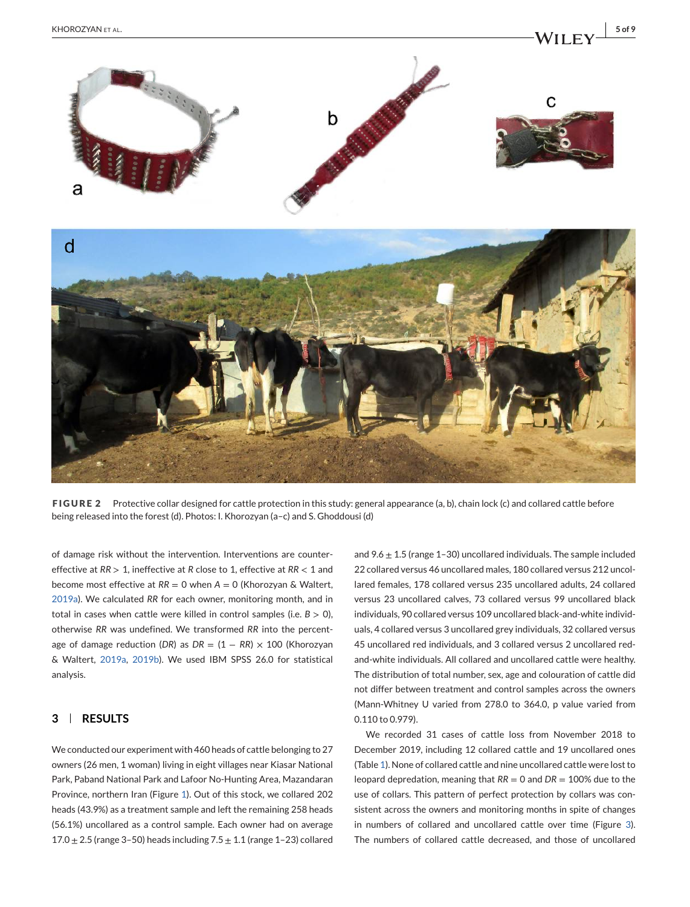**FIGURE 2** Protective collar designed for cattle protection in this study: general appearance (a, b), chain lock (c) and collared cattle before being released into the forest (d). Photos: I. Khorozyan (a–c) and S. Ghoddousi (d)

of damage risk without the intervention. Interventions are counter-effective at $RR > 1$, ineffective at $R$ close to 1, effective at $RR < 1$ and become most effective at $RR = 0$ when $A = 0$ (Khorozyan & Waltert, 2019a). We calculated $RR$ for each owner, monitoring month, and in total in cases when cattle were killed in control samples (i.e. $B > 0$), otherwise $RR$ was undefined. We transformed $RR$ into the percentage of damage reduction ($DR$) as $DR = (1 - RR) \times 100$ (Khorozyan & Waltert, 2019a, 2019b). We used IBM SPSS 26.0 for statistical analysis.

## 3 | RESULTS

We conducted our experiment with 460 heads of cattle belonging to 27 owners (26 men, 1 woman) living in eight villages near Kiasar National Park, Paband National Park and Lafoor No-Hunting Area, Mazandaran Province, northern Iran (Figure 1). Out of this stock, we collared 202 heads (43.9%) as a treatment sample and left the remaining 258 heads (56.1%) uncollared as a control sample. Each owner had on average $17.0 \pm 2.5$ (range 3–50) heads including $7.5 \pm 1.1$ (range 1–23) collared and $9.6 \pm 1.5$ (range 1–30) uncollared individuals. The sample included 22 collared versus 46 uncollared males, 180 collared versus 212 uncollared females, 178 collared versus 235 uncollared adults, 24 collared versus 23 uncollared calves, 73 collared versus 99 uncollared black individuals, 90 collared versus 109 uncollared black-and-white individuals, 4 collared versus 3 uncollared grey individuals, 32 collared versus 45 uncollared red individuals, and 3 collared versus 2 uncollared red-and-white individuals. All collared and uncollared cattle were healthy. The distribution of total number, sex, age and colouration of cattle did not differ between treatment and control samples across the owners (Mann-Whitney U varied from 278.0 to 364.0, p value varied from 0.110 to 0.979).

We recorded 31 cases of cattle loss from November 2018 to December 2019, including 12 collared cattle and 19 uncollared ones (Table 1). None of collared cattle and nine uncollared cattle were lost to leopard depredation, meaning that $RR = 0$ and $DR = 100\%$ due to the use of collars. This pattern of perfect protection by collars was consistent across the owners and monitoring months in spite of changes in numbers of collared and uncollared cattle over time (Figure 3). The numbers of collared cattle decreased, and those of uncollared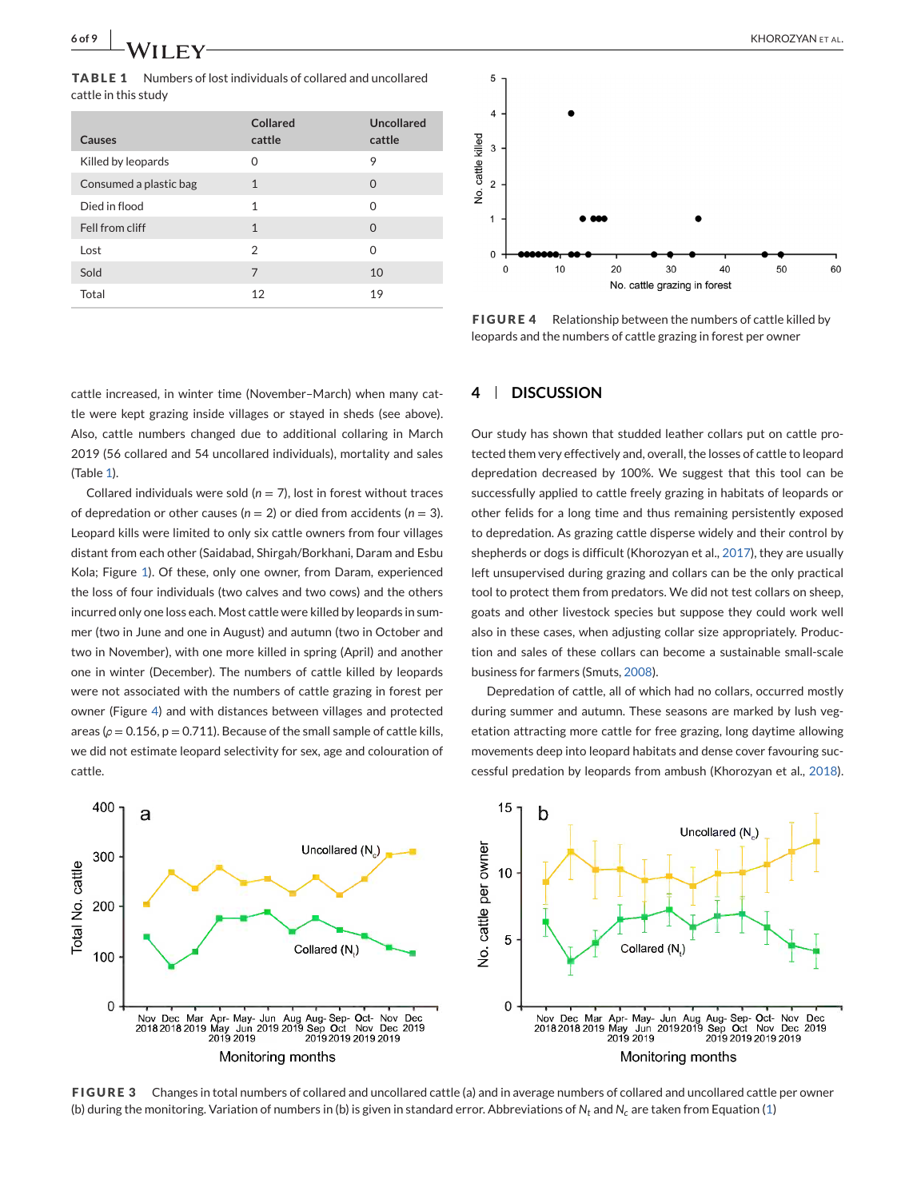**TABLE 1** Numbers of lost individuals of collared and uncollared cattle in this study

| Causes | Collared cattle | Uncollared cattle |
|---|---|---|
| Killed by leopards | 0 | 9 |
| Consumed a plastic bag | 1 | 0 |
| Died in flood | 1 | 0 |
| Fell from cliff | 1 | 0 |
| Lost | 2 | 0 |
| Sold | 7 | 10 |
| Total | 12 | 19 |

**FIGURE 4** Relationship between the numbers of cattle killed by leopards and the numbers of cattle grazing in forest per owner

cattle increased, in winter time (November–March) when many cattle were kept grazing inside villages or stayed in sheds (see above). Also, cattle numbers changed due to additional collaring in March 2019 (56 collared and 54 uncollared individuals), mortality and sales (Table 1).

Collared individuals were sold ($n = 7$), lost in forest without traces of depredation or other causes ($n = 2$) or died from accidents ($n = 3$). Leopard kills were limited to only six cattle owners from four villages distant from each other (Saidabad, Shirgah/Borkhani, Daram and Esbu Kola; Figure 1). Of these, only one owner, from Daram, experienced the loss of four individuals (two calves and two cows) and the others incurred only one loss each. Most cattle were killed by leopards in summer (two in June and one in August) and autumn (two in October and two in November), with one more killed in spring (April) and another one in winter (December). The numbers of cattle killed by leopards were not associated with the numbers of cattle grazing in forest per owner (Figure 4) and with distances between villages and protected areas ($\rho = 0.156$, $p = 0.711$). Because of the small sample of cattle kills, we did not estimate leopard selectivity for sex, age and colouration of cattle.

## 4 | DISCUSSION

Our study has shown that studded leather collars put on cattle protected them very effectively and, overall, the losses of cattle to leopard depredation decreased by 100%. We suggest that this tool can be successfully applied to cattle freely grazing in habitats of leopards or other felids for a long time and thus remaining persistently exposed to depredation. As grazing cattle disperse widely and their control by shepherds or dogs is difficult (Khorozyan et al., 2017), they are usually left unsupervised during grazing and collars can be the only practical tool to protect them from predators. We did not test collars on sheep, goats and other livestock species but suppose they could work well also in these cases, when adjusting collar size appropriately. Production and sales of these collars can become a sustainable small-scale business for farmers (Smuts, 2008).

Depredation of cattle, all of which had no collars, occurred mostly during summer and autumn. These seasons are marked by lush vegetation attracting more cattle for free grazing, long daytime allowing movements deep into leopard habitats and dense cover favouring successful predation by leopards from ambush (Khorozyan et al., 2018).

**FIGURE 3** Changes in total numbers of collared and uncollared cattle (a) and in average numbers of collared and uncollared cattle per owner (b) during the monitoring. Variation of numbers in (b) is given in standard error. Abbreviations of $N_t$ and $N_c$ are taken from Equation (1)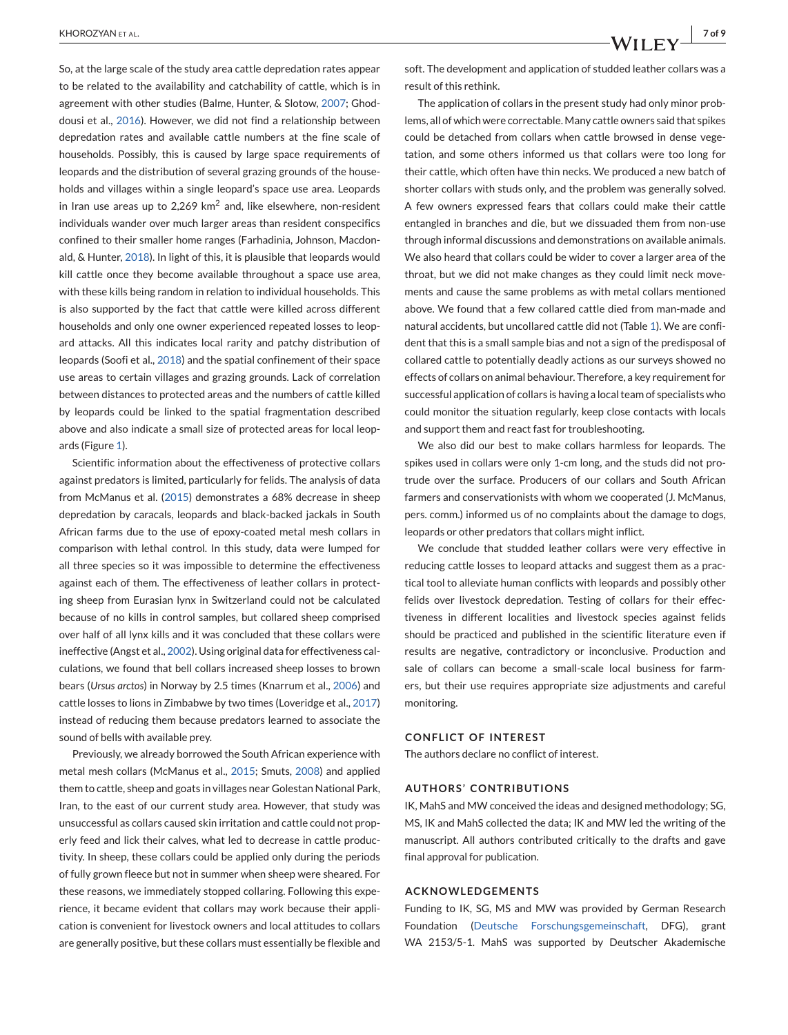So, at the large scale of the study area cattle depredation rates appear to be related to the availability and catchability of cattle, which is in agreement with other studies (Balme, Hunter, & Slotow, 2007; Ghoddousi et al., 2016). However, we did not find a relationship between depredation rates and available cattle numbers at the fine scale of households. Possibly, this is caused by large space requirements of leopards and the distribution of several grazing grounds of the households and villages within a single leopard's space use area. Leopards in Iran use areas up to 2,269 km$^2$ and, like elsewhere, non-resident individuals wander over much larger areas than resident conspecifics confined to their smaller home ranges (Farhadinia, Johnson, Macdonald, & Hunter, 2018). In light of this, it is plausible that leopards would kill cattle once they become available throughout a space use area, with these kills being random in relation to individual households. This is also supported by the fact that cattle were killed across different households and only one owner experienced repeated losses to leopard attacks. All this indicates local rarity and patchy distribution of leopards (Soofi et al., 2018) and the spatial confinement of their space use areas to certain villages and grazing grounds. Lack of correlation between distances to protected areas and the numbers of cattle killed by leopards could be linked to the spatial fragmentation described above and also indicate a small size of protected areas for local leopards (Figure 1).

Scientific information about the effectiveness of protective collars against predators is limited, particularly for felids. The analysis of data from McManus et al. (2015) demonstrates a 68% decrease in sheep depredation by caracals, leopards and black-backed jackals in South African farms due to the use of epoxy-coated metal mesh collars in comparison with lethal control. In this study, data were lumped for all three species so it was impossible to determine the effectiveness against each of them. The effectiveness of leather collars in protecting sheep from Eurasian lynx in Switzerland could not be calculated because of no kills in control samples, but collared sheep comprised over half of all lynx kills and it was concluded that these collars were ineffective (Angst et al., 2002). Using original data for effectiveness calculations, we found that bell collars increased sheep losses to brown bears (*Ursus arctos*) in Norway by 2.5 times (Knarrum et al., 2006) and cattle losses to lions in Zimbabwe by two times (Loveridge et al., 2017) instead of reducing them because predators learned to associate the sound of bells with available prey.

Previously, we already borrowed the South African experience with metal mesh collars (McManus et al., 2015; Smuts, 2008) and applied them to cattle, sheep and goats in villages near Golestan National Park, Iran, to the east of our current study area. However, that study was unsuccessful as collars caused skin irritation and cattle could not properly feed and lick their calves, what led to decrease in cattle productivity. In sheep, these collars could be applied only during the periods of fully grown fleece but not in summer when sheep were sheared. For these reasons, we immediately stopped collaring. Following this experience, it became evident that collars may work because their application is convenient for livestock owners and local attitudes to collars are generally positive, but these collars must essentially be flexible and soft. The development and application of studded leather collars was a result of this rethink.

The application of collars in the present study had only minor problems, all of which were correctable. Many cattle owners said that spikes could be detached from collars when cattle browsed in dense vegetation, and some others informed us that collars were too long for their cattle, which often have thin necks. We produced a new batch of shorter collars with studs only, and the problem was generally solved. A few owners expressed fears that collars could make their cattle entangled in branches and die, but we dissuaded them from non-use through informal discussions and demonstrations on available animals. We also heard that collars could be wider to cover a larger area of the throat, but we did not make changes as they could limit neck movements and cause the same problems as with metal collars mentioned above. We found that a few collared cattle died from man-made and natural accidents, but uncollared cattle did not (Table 1). We are confident that this is a small sample bias and not a sign of the predisposal of collared cattle to potentially deadly actions as our surveys showed no effects of collars on animal behaviour. Therefore, a key requirement for successful application of collars is having a local team of specialists who could monitor the situation regularly, keep close contacts with locals and support them and react fast for troubleshooting.

We also did our best to make collars harmless for leopards. The spikes used in collars were only 1-cm long, and the studs did not protrude over the surface. Producers of our collars and South African farmers and conservationists with whom we cooperated (J. McManus, pers. comm.) informed us of no complaints about the damage to dogs, leopards or other predators that collars might inflict.

We conclude that studded leather collars were very effective in reducing cattle losses to leopard attacks and suggest them as a practical tool to alleviate human conflicts with leopards and possibly other felids over livestock depredation. Testing of collars for their effectiveness in different localities and livestock species against felids should be practiced and published in the scientific literature even if results are negative, contradictory or inconclusive. Production and sale of collars can become a small-scale local business for farmers, but their use requires appropriate size adjustments and careful monitoring.

## CONFLICT OF INTEREST

The authors declare no conflict of interest.

## AUTHORS' CONTRIBUTIONS

IK, MahS and MW conceived the ideas and designed methodology; SG, MS, IK and MahS collected the data; IK and MW led the writing of the manuscript. All authors contributed critically to the drafts and gave final approval for publication.

## ACKNOWLEDGEMENTS

Funding to IK, SG, MS and MW was provided by German Research Foundation (Deutsche Forschungsgemeinschaft, DFG), grant WA 2153/5-1. MahS was supported by Deutscher Akademische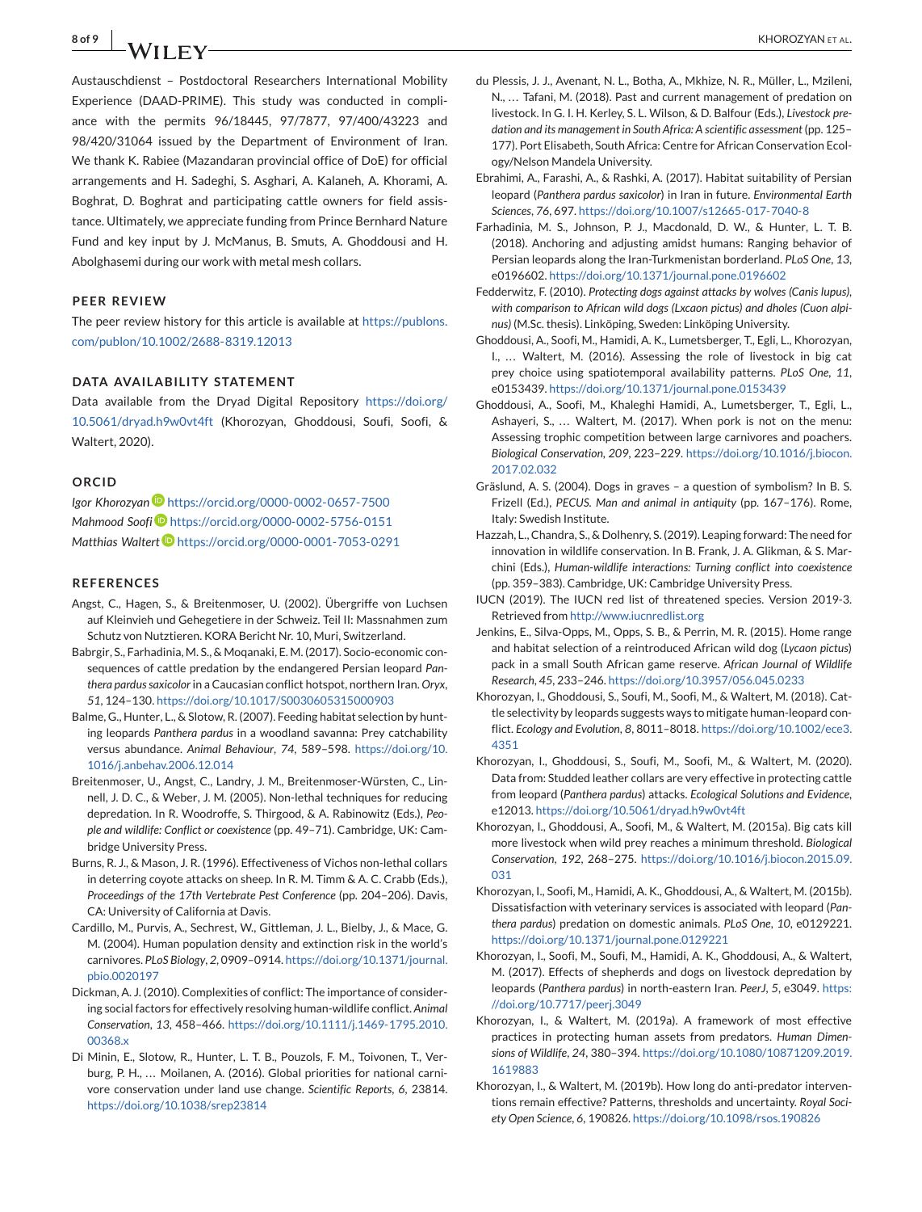Austauschdienst – Postdoctoral Researchers International Mobility Experience (DAAD-PRIME). This study was conducted in compliance with the permits 96/18445, 97/7877, 97/400/43223 and 98/420/31064 issued by the Department of Environment of Iran. We thank K. Rabiee (Mazandaran provincial office of DoE) for official arrangements and H. Sadeghi, S. Asghari, A. Kalaneh, A. Khorami, A. Boghrat, D. Boghrat and participating cattle owners for field assistance. Ultimately, we appreciate funding from Prince Bernhard Nature Fund and key input by J. McManus, B. Smuts, A. Ghoddousi and H. Abolghasemi during our work with metal mesh collars.

## PEER REVIEW

The peer review history for this article is available at https://publons.com/publon/10.1002/2688-8319.12013

## DATA AVAILABILITY STATEMENT

Data available from the Dryad Digital Repository https://doi.org/10.5061/dryad.h9w0vt4ft (Khorozyan, Ghoddousi, Soufi, Soofi, & Waltert, 2020).

## ORCID

*Igor Khorozyan* https://orcid.org/0000-0002-0657-7500
*Mahmood Soofi* https://orcid.org/0000-0002-5756-0151
*Matthias Waltert* https://orcid.org/0000-0001-7053-0291

## REFERENCES

Angst, C., Hagen, S., & Breitenmoser, U. (2002). Übergriffe von Luchsen auf Kleinvieh und Gehegetiere in der Schweiz. Teil II: Massnahmen zum Schutz von Nutztieren. KORA Bericht Nr. 10, Muri, Switzerland.

Babrgir, S., Farhadinia, M. S., & Moqanaki, E. M. (2017). Socio-economic consequences of cattle predation by the endangered Persian leopard *Panthera pardus saxicolor* in a Caucasian conflict hotspot, northern Iran. *Oryx*, *51*, 124–130. https://doi.org/10.1017/S0030605315000903

Balme, G., Hunter, L., & Slotow, R. (2007). Feeding habitat selection by hunting leopards *Panthera pardus* in a woodland savanna: Prey catchability versus abundance. *Animal Behaviour*, *74*, 589–598. https://doi.org/10.1016/j.anbehav.2006.12.014

Breitenmoser, U., Angst, C., Landry, J. M., Breitenmoser-Würsten, C., Linnell, J. D. C., & Weber, J. M. (2005). Non-lethal techniques for reducing depredation. In R. Woodroffe, S. Thirgood, & A. Rabinowitz (Eds.), *People and wildlife: Conflict or coexistence* (pp. 49–71). Cambridge, UK: Cambridge University Press.

Burns, R. J., & Mason, J. R. (1996). Effectiveness of Vichos non-lethal collars in deterring coyote attacks on sheep. In R. M. Timm & A. C. Crabb (Eds.), *Proceedings of the 17th Vertebrate Pest Conference* (pp. 204–206). Davis, CA: University of California at Davis.

Cardillo, M., Purvis, A., Sechrest, W., Gittleman, J. L., Bielby, J., & Mace, G. M. (2004). Human population density and extinction risk in the world's carnivores. *PLoS Biology*, *2*, 0909–0914. https://doi.org/10.1371/journal.pbio.0020197

Dickman, A. J. (2010). Complexities of conflict: The importance of considering social factors for effectively resolving human-wildlife conflict. *Animal Conservation*, *13*, 458–466. https://doi.org/10.1111/j.1469-1795.2010.00368.x

Di Minin, E., Slotow, R., Hunter, L. T. B., Pouzols, F. M., Toivonen, T., Verburg, P. H., … Moilanen, A. (2016). Global priorities for national carnivore conservation under land use change. *Scientific Reports*, *6*, 23814. https://doi.org/10.1038/srep23814

du Plessis, J. J., Avenant, N. L., Botha, A., Mkhize, N. R., Müller, L., Mzileni, N., … Tafani, M. (2018). Past and current management of predation on livestock. In G. I. H. Kerley, S. L. Wilson, & D. Balfour (Eds.), *Livestock predation and its management in South Africa: A scientific assessment* (pp. 125–177). Port Elisabeth, South Africa: Centre for African Conservation Ecology/Nelson Mandela University.

Ebrahimi, A., Farashi, A., & Rashki, A. (2017). Habitat suitability of Persian leopard (*Panthera pardus saxicolor*) in Iran in future. *Environmental Earth Sciences*, *76*, 697. https://doi.org/10.1007/s12665-017-7040-8

Farhadinia, M. S., Johnson, P. J., Macdonald, D. W., & Hunter, L. T. B. (2018). Anchoring and adjusting amidst humans: Ranging behavior of Persian leopards along the Iran-Turkmenistan borderland. *PLoS One*, *13*, e0196602. https://doi.org/10.1371/journal.pone.0196602

Fedderwitz, F. (2010). *Protecting dogs against attacks by wolves (Canis lupus), with comparison to African wild dogs (Lxcaon pictus) and dholes (Cuon alpinus)* (M.Sc. thesis). Linköping, Sweden: Linköping University.

Ghoddousi, A., Soofi, M., Hamidi, A. K., Lumetsberger, T., Egli, L., Khorozyan, I., … Waltert, M. (2016). Assessing the role of livestock in big cat prey choice using spatiotemporal availability patterns. *PLoS One*, *11*, e0153439. https://doi.org/10.1371/journal.pone.0153439

Ghoddousi, A., Soofi, M., Khaleghi Hamidi, A., Lumetsberger, T., Egli, L., Ashayeri, S., … Waltert, M. (2017). When pork is not on the menu: Assessing trophic competition between large carnivores and poachers. *Biological Conservation*, *209*, 223–229. https://doi.org/10.1016/j.biocon.2017.02.032

Gräslund, A. S. (2004). Dogs in graves – a question of symbolism? In B. S. Frizell (Ed.), *PECUS. Man and animal in antiquity* (pp. 167–176). Rome, Italy: Swedish Institute.

Hazzah, L., Chandra, S., & Dolhenry, S. (2019). Leaping forward: The need for innovation in wildlife conservation. In B. Frank, J. A. Glikman, & S. Marchini (Eds.), *Human-wildlife interactions: Turning conflict into coexistence* (pp. 359–383). Cambridge, UK: Cambridge University Press.

IUCN (2019). The IUCN red list of threatened species. Version 2019-3. Retrieved from http://www.iucnredlist.org

Jenkins, E., Silva-Opps, M., Opps, S. B., & Perrin, M. R. (2015). Home range and habitat selection of a reintroduced African wild dog (*Lycaon pictus*) pack in a small South African game reserve. *African Journal of Wildlife Research*, *45*, 233–246. https://doi.org/10.3957/056.045.0233

Khorozyan, I., Ghoddousi, S., Soufi, M., Soofi, M., & Waltert, M. (2018). Cattle selectivity by leopards suggests ways to mitigate human-leopard conflict. *Ecology and Evolution*, *8*, 8011–8018. https://doi.org/10.1002/ece3.4351

Khorozyan, I., Ghoddousi, S., Soufi, M., Soofi, M., & Waltert, M. (2020). Data from: Studded leather collars are very effective in protecting cattle from leopard (*Panthera pardus*) attacks. *Ecological Solutions and Evidence*, e12013. https://doi.org/10.5061/dryad.h9w0vt4ft

Khorozyan, I., Ghoddousi, A., Soofi, M., & Waltert, M. (2015a). Big cats kill more livestock when wild prey reaches a minimum threshold. *Biological Conservation*, *192*, 268–275. https://doi.org/10.1016/j.biocon.2015.09.031

Khorozyan, I., Soofi, M., Hamidi, A. K., Ghoddousi, A., & Waltert, M. (2015b). Dissatisfaction with veterinary services is associated with leopard (*Panthera pardus*) predation on domestic animals. *PLoS One*, *10*, e0129221. https://doi.org/10.1371/journal.pone.0129221

Khorozyan, I., Soofi, M., Soufi, M., Hamidi, A. K., Ghoddousi, A., & Waltert, M. (2017). Effects of shepherds and dogs on livestock depredation by leopards (*Panthera pardus*) in north-eastern Iran. *PeerJ*, *5*, e3049. https://doi.org/10.7717/peerj.3049

Khorozyan, I., & Waltert, M. (2019a). A framework of most effective practices in protecting human assets from predators. *Human Dimensions of Wildlife*, *24*, 380–394. https://doi.org/10.1080/10871209.2019.1619883

Khorozyan, I., & Waltert, M. (2019b). How long do anti-predator interventions remain effective? Patterns, thresholds and uncertainty. *Royal Society Open Science*, *6*, 190826. https://doi.org/10.1098/rsos.190826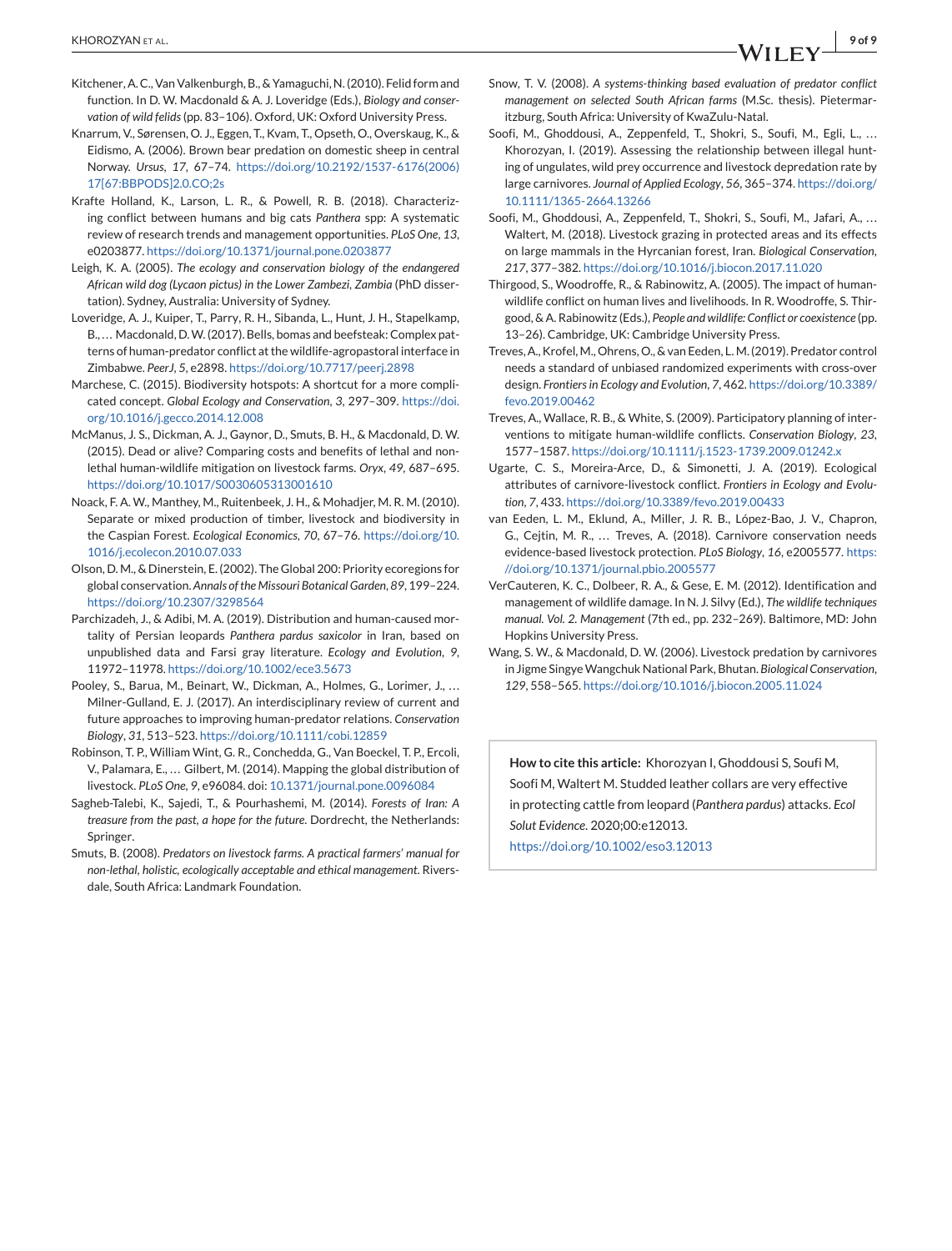Kitchener, A. C., Van Valkenburgh, B., & Yamaguchi, N. (2010). Felid form and function. In D. W. Macdonald & A. J. Loveridge (Eds.), *Biology and conservation of wild felids* (pp. 83–106). Oxford, UK: Oxford University Press.

Knarrum, V., Sørensen, O. J., Eggen, T., Kvam, T., Opseth, O., Overskaug, K., & Eidismo, A. (2006). Brown bear predation on domestic sheep in central Norway. *Ursus*, *17*, 67–74. https://doi.org/10.2192/1537-6176(2006)17[67:BBPODS]2.0.CO;2s

Krafte Holland, K., Larson, L. R., & Powell, R. B. (2018). Characterizing conflict between humans and big cats *Panthera* spp: A systematic review of research trends and management opportunities. *PLoS One*, *13*, e0203877. https://doi.org/10.1371/journal.pone.0203877

Leigh, K. A. (2005). *The ecology and conservation biology of the endangered African wild dog (Lycaon pictus) in the Lower Zambezi, Zambia* (PhD dissertation). Sydney, Australia: University of Sydney.

Loveridge, A. J., Kuiper, T., Parry, R. H., Sibanda, L., Hunt, J. H., Stapelkamp, B., … Macdonald, D. W. (2017). Bells, bomas and beefsteak: Complex patterns of human-predator conflict at the wildlife-agropastoral interface in Zimbabwe. *PeerJ*, *5*, e2898. https://doi.org/10.7717/peerj.2898

Marchese, C. (2015). Biodiversity hotspots: A shortcut for a more complicated concept. *Global Ecology and Conservation*, *3*, 297–309. https://doi.org/10.1016/j.gecco.2014.12.008

McManus, J. S., Dickman, A. J., Gaynor, D., Smuts, B. H., & Macdonald, D. W. (2015). Dead or alive? Comparing costs and benefits of lethal and non-lethal human-wildlife mitigation on livestock farms. *Oryx*, *49*, 687–695. https://doi.org/10.1017/S0030605313001610

Noack, F. A. W., Manthey, M., Ruitenbeek, J. H., & Mohadjer, M. R. M. (2010). Separate or mixed production of timber, livestock and biodiversity in the Caspian Forest. *Ecological Economics*, *70*, 67–76. https://doi.org/10.1016/j.ecolecon.2010.07.033

Olson, D. M., & Dinerstein, E. (2002). The Global 200: Priority ecoregions for global conservation. *Annals of the Missouri Botanical Garden*, *89*, 199–224. https://doi.org/10.2307/3298564

Parchizadeh, J., & Adibi, M. A. (2019). Distribution and human-caused mortality of Persian leopards *Panthera pardus saxicolor* in Iran, based on unpublished data and Farsi gray literature. *Ecology and Evolution*, *9*, 11972–11978. https://doi.org/10.1002/ece3.5673

Pooley, S., Barua, M., Beinart, W., Dickman, A., Holmes, G., Lorimer, J., … Milner-Gulland, E. J. (2017). An interdisciplinary review of current and future approaches to improving human-predator relations. *Conservation Biology*, *31*, 513–523. https://doi.org/10.1111/cobi.12859

Robinson, T. P., William Wint, G. R., Conchedda, G., Van Boeckel, T. P., Ercoli, V., Palamara, E., … Gilbert, M. (2014). Mapping the global distribution of livestock. *PLoS One*, *9*, e96084. doi: 10.1371/journal.pone.0096084

Sagheb-Talebi, K., Sajedi, T., & Pourhashemi, M. (2014). *Forests of Iran: A treasure from the past, a hope for the future*. Dordrecht, the Netherlands: Springer.

Smuts, B. (2008). *Predators on livestock farms. A practical farmers' manual for non-lethal, holistic, ecologically acceptable and ethical management*. Riversdale, South Africa: Landmark Foundation.

Snow, T. V. (2008). *A systems-thinking based evaluation of predator conflict management on selected South African farms* (M.Sc. thesis). Pietermaritzburg, South Africa: University of KwaZulu-Natal.

Soofi, M., Ghoddousi, A., Zeppenfeld, T., Shokri, S., Soufi, M., Egli, L., … Khorozyan, I. (2019). Assessing the relationship between illegal hunting of ungulates, wild prey occurrence and livestock depredation rate by large carnivores. *Journal of Applied Ecology*, *56*, 365–374. https://doi.org/10.1111/1365-2664.13266

Soofi, M., Ghoddousi, A., Zeppenfeld, T., Shokri, S., Soufi, M., Jafari, A., … Waltert, M. (2018). Livestock grazing in protected areas and its effects on large mammals in the Hyrcanian forest, Iran. *Biological Conservation*, *217*, 377–382. https://doi.org/10.1016/j.biocon.2017.11.020

Thirgood, S., Woodroffe, R., & Rabinowitz, A. (2005). The impact of human-wildlife conflict on human lives and livelihoods. In R. Woodroffe, S. Thirgood, & A. Rabinowitz (Eds.), *People and wildlife: Conflict or coexistence* (pp. 13–26). Cambridge, UK: Cambridge University Press.

Treves, A., Krofel, M., Ohrens, O., & van Eeden, L. M. (2019). Predator control needs a standard of unbiased randomized experiments with cross-over design. *Frontiers in Ecology and Evolution*, *7*, 462. https://doi.org/10.3389/fevo.2019.00462

Treves, A., Wallace, R. B., & White, S. (2009). Participatory planning of interventions to mitigate human-wildlife conflicts. *Conservation Biology*, *23*, 1577–1587. https://doi.org/10.1111/j.1523-1739.2009.01242.x

Ugarte, C. S., Moreira-Arce, D., & Simonetti, J. A. (2019). Ecological attributes of carnivore-livestock conflict. *Frontiers in Ecology and Evolution*, *7*, 433. https://doi.org/10.3389/fevo.2019.00433

van Eeden, L. M., Eklund, A., Miller, J. R. B., López-Bao, J. V., Chapron, G., Cejtin, M. R., … Treves, A. (2018). Carnivore conservation needs evidence-based livestock protection. *PLoS Biology*, *16*, e2005577. https://doi.org/10.1371/journal.pbio.2005577

VerCauteren, K. C., Dolbeer, R. A., & Gese, E. M. (2012). Identification and management of wildlife damage. In N. J. Silvy (Ed.), *The wildlife techniques manual. Vol. 2. Management* (7th ed., pp. 232–269). Baltimore, MD: John Hopkins University Press.

Wang, S. W., & Macdonald, D. W. (2006). Livestock predation by carnivores in Jigme Singye Wangchuk National Park, Bhutan. *Biological Conservation*, *129*, 558–565. https://doi.org/10.1016/j.biocon.2005.11.024

**How to cite this article:** Khorozyan I, Ghoddousi S, Soufi M, Soofi M, Waltert M. Studded leather collars are very effective in protecting cattle from leopard (*Panthera pardus*) attacks. *Ecol Solut Evidence*. 2020;00:e12013. https://doi.org/10.1002/eso3.12013